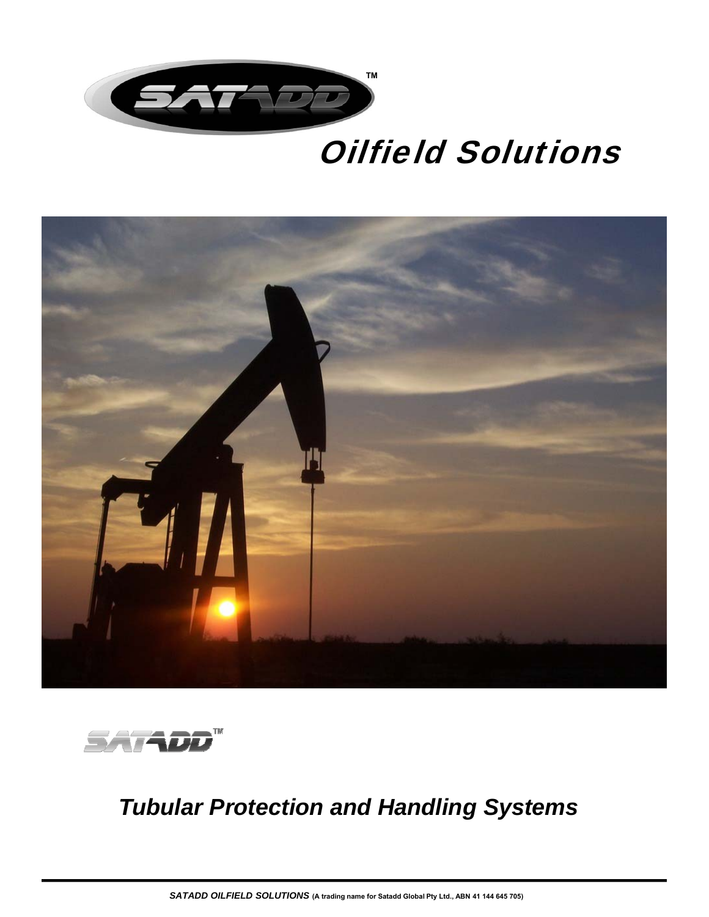# Oilfield Solutions

## *Tubular Protection and Handling Systems*

***SATADD OILFIELD SOLUTIONS*** **(A trading name for Satadd Global Pty Ltd., ABN 41 144 645 705)**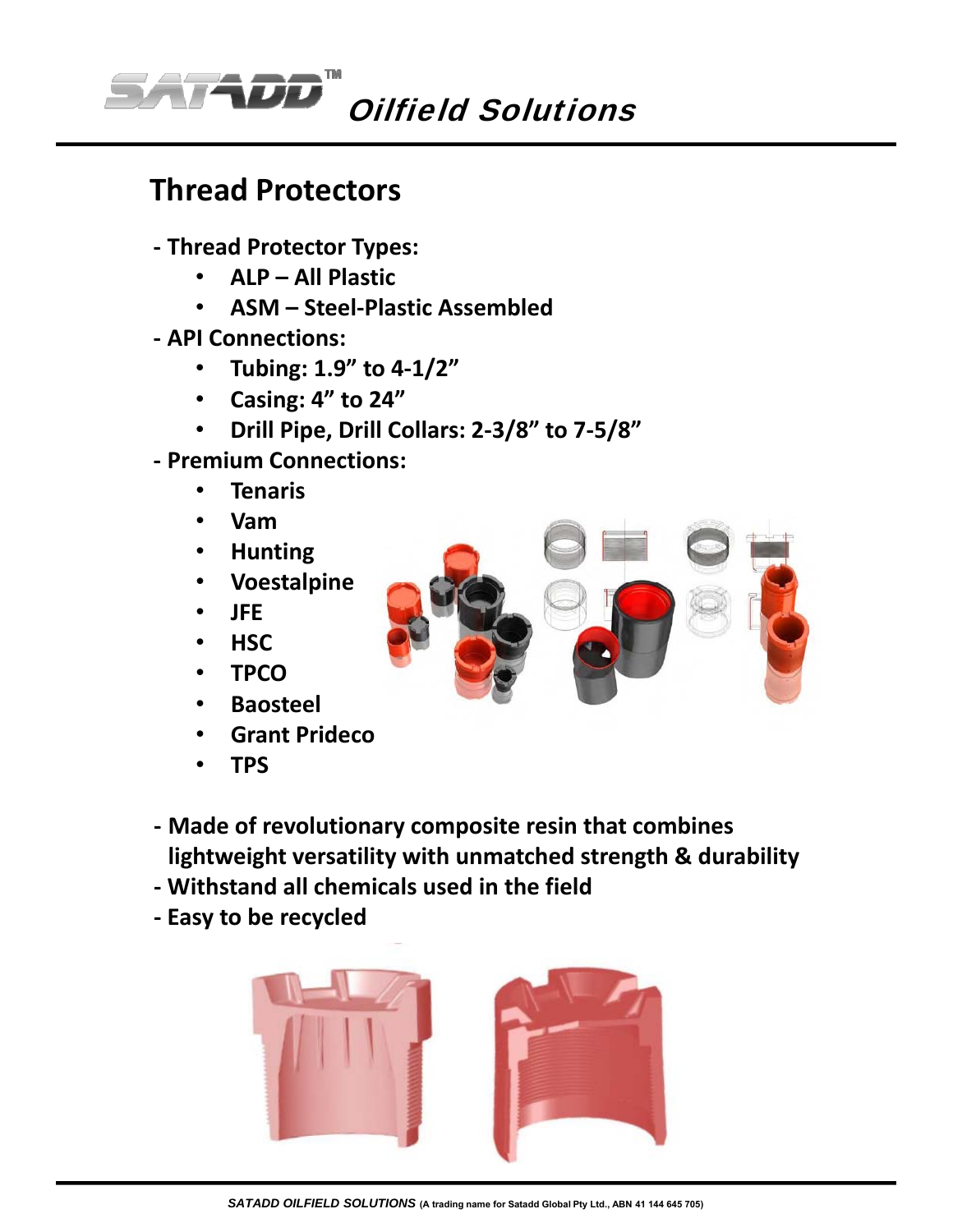## Thread Protectors

- **Thread Protector Types:**
  - **ALP – All Plastic**
  - **ASM – Steel-Plastic Assembled**
- **API Connections:**
  - **Tubing: 1.9” to 4-1/2”**
  - **Casing: 4” to 24”**
  - **Drill Pipe, Drill Collars: 2-3/8” to 7-5/8”**
- **Premium Connections:**
  - **Tenaris**
  - **Vam**
  - **Hunting**
  - **Voestalpine**
  - **JFE**
  - **HSC**
  - **TPCO**
  - **Baosteel**
  - **Grant Prideco**
  - **TPS**

- **Made of revolutionary composite resin that combines lightweight versatility with unmatched strength & durability**
- **Withstand all chemicals used in the field**
- **Easy to be recycled**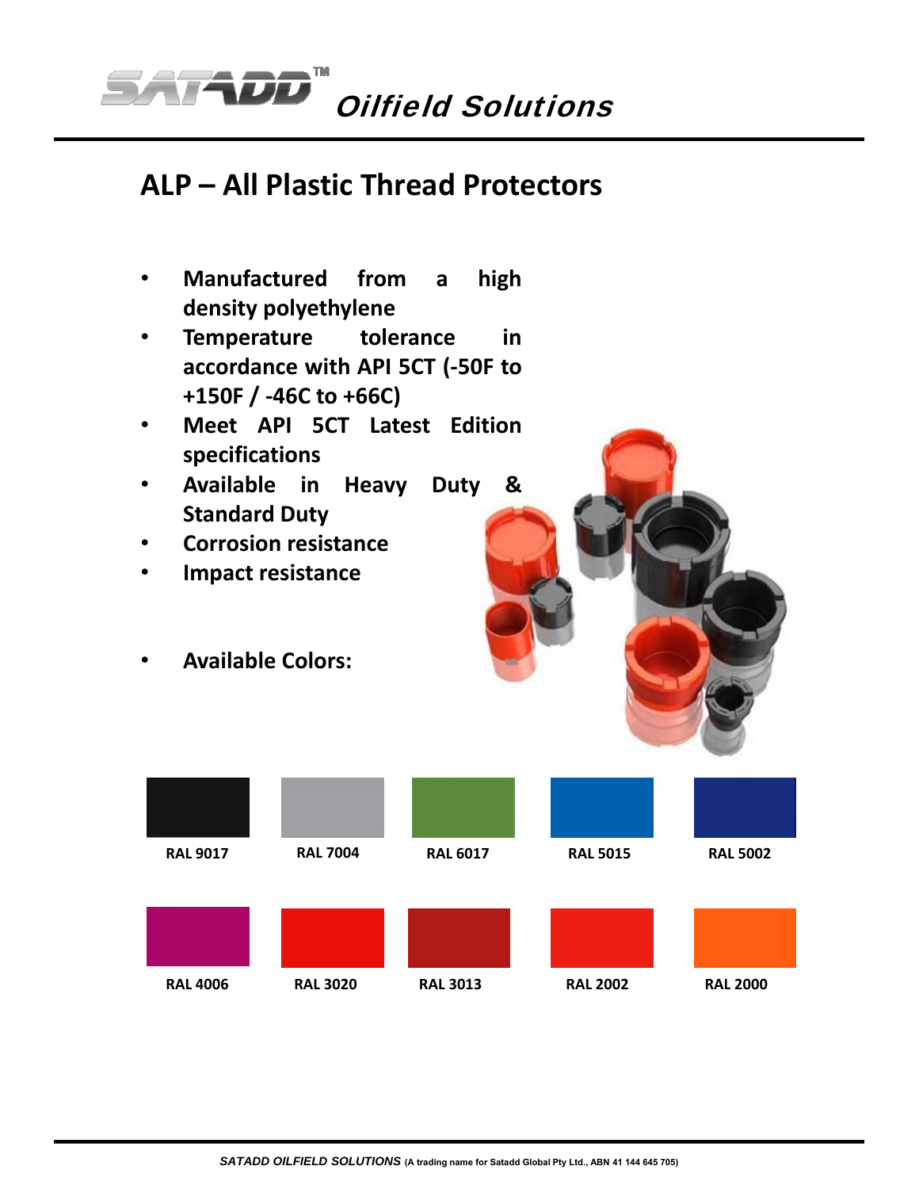SATADD™ *Oilfield Solutions*

# ALP – All Plastic Thread Protectors

- **Manufactured from a high density polyethylene**
- **Temperature tolerance in accordance with API 5CT (-50F to +150F / -46C to +66C)**
- **Meet API 5CT Latest Edition specifications**
- **Available in Heavy Duty & Standard Duty**
- **Corrosion resistance**
- **Impact resistance**
- **Available Colors:**

| | | | | |
|---|---|---|---|---|
| **RAL 9017** | **RAL 7004** | **RAL 6017** | **RAL 5015** | **RAL 5002** |
| **RAL 4006** | **RAL 3020** | **RAL 3013** | **RAL 2002** | **RAL 2000** |

*SATADD OILFIELD SOLUTIONS* (A trading name for Satadd Global Pty Ltd., ABN 41 144 645 705)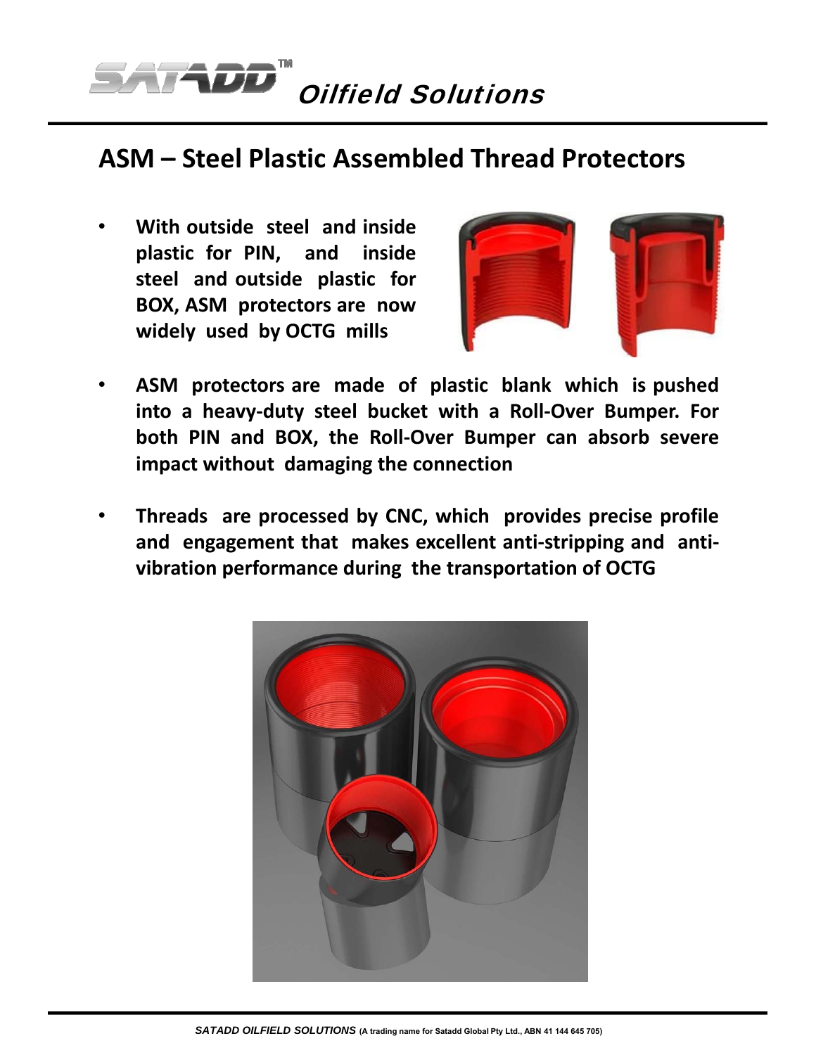## ASM – Steel Plastic Assembled Thread Protectors

- **With outside steel and inside plastic for PIN, and inside steel and outside plastic for BOX, ASM protectors are now widely used by OCTG mills**
- **ASM protectors are made of plastic blank which is pushed into a heavy-duty steel bucket with a Roll-Over Bumper. For both PIN and BOX, the Roll-Over Bumper can absorb severe impact without damaging the connection**
- **Threads are processed by CNC, which provides precise profile and engagement that makes excellent anti-stripping and anti-vibration performance during the transportation of OCTG**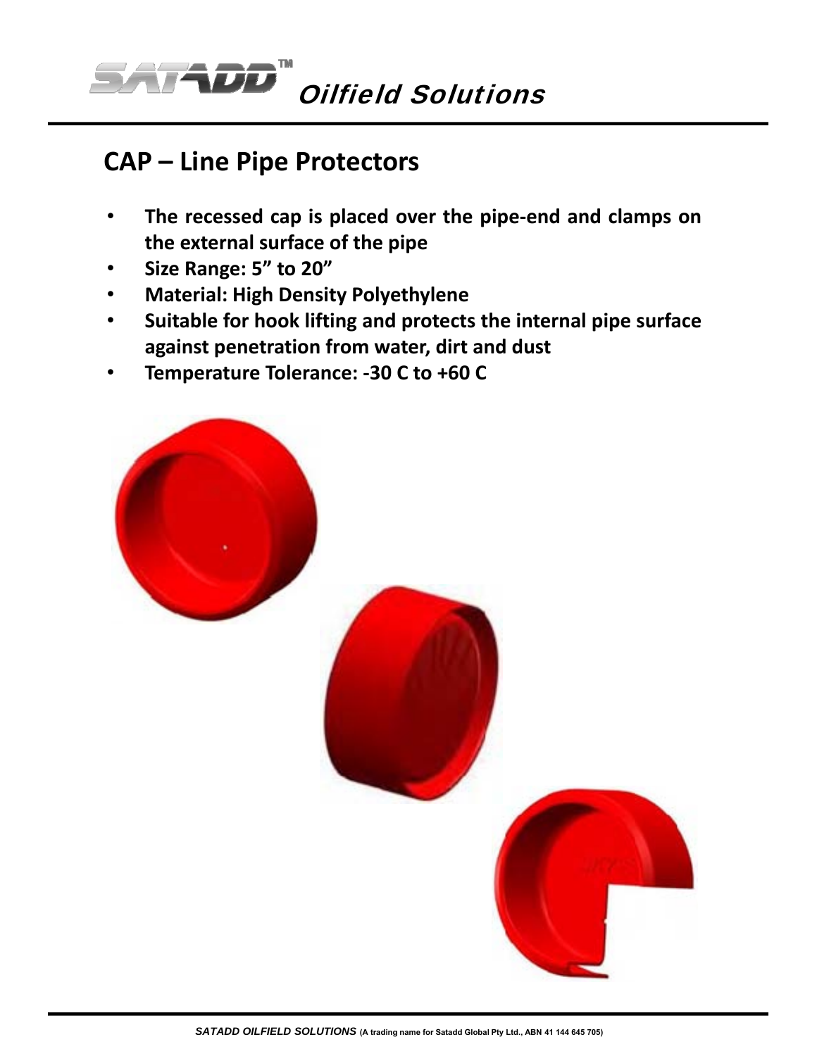## CAP – Line Pipe Protectors

- **The recessed cap is placed over the pipe-end and clamps on the external surface of the pipe**
- **Size Range: 5” to 20”**
- **Material: High Density Polyethylene**
- **Suitable for hook lifting and protects the internal pipe surface against penetration from water, dirt and dust**
- **Temperature Tolerance: -30 C to +60 C**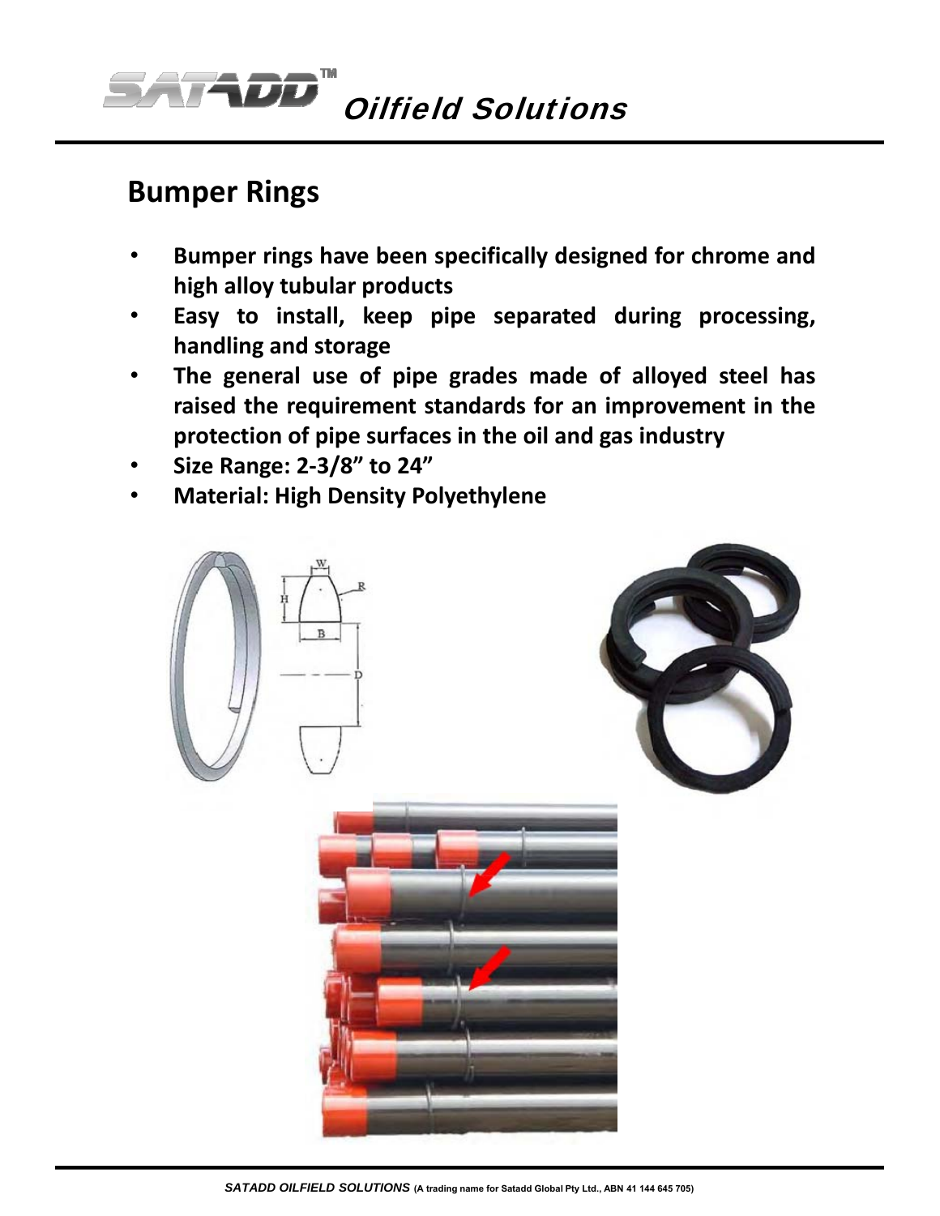## Bumper Rings

- Bumper rings have been specifically designed for chrome and high alloy tubular products
- Easy to install, keep pipe separated during processing, handling and storage
- The general use of pipe grades made of alloyed steel has raised the requirement standards for an improvement in the protection of pipe surfaces in the oil and gas industry
- Size Range: 2-3/8" to 24"
- Material: High Density Polyethylene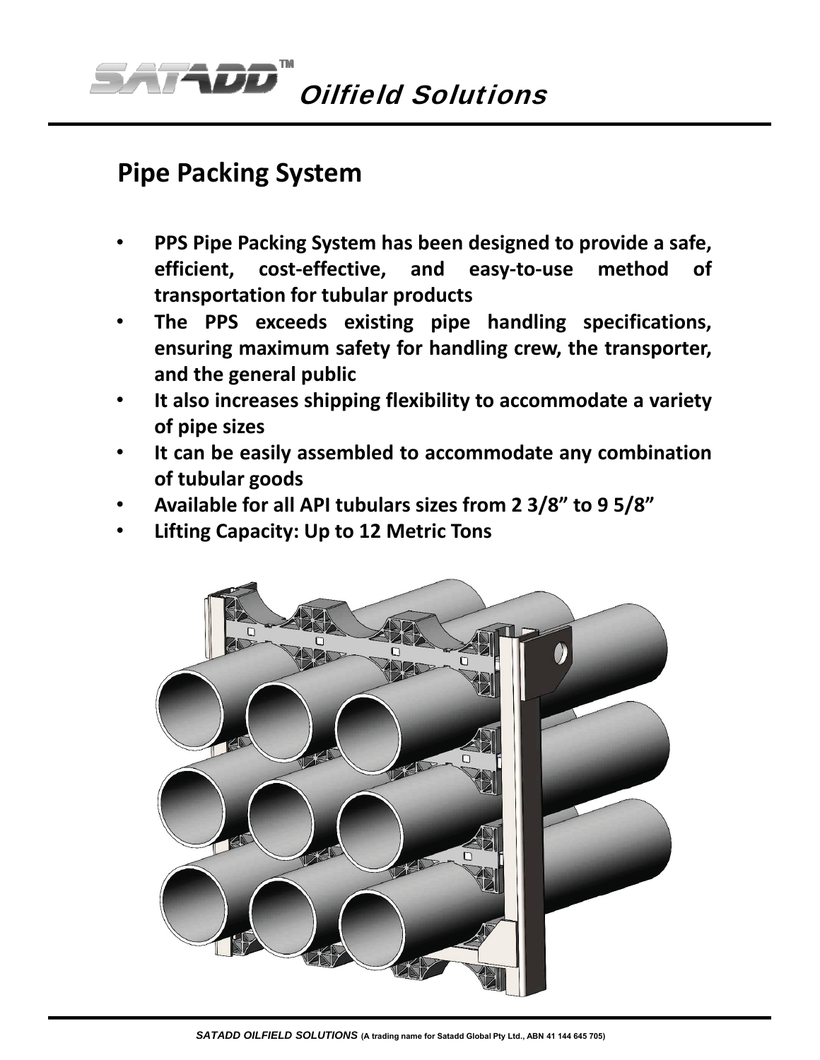# SATADD™ Oilfield Solutions

## Pipe Packing System

- **PPS Pipe Packing System has been designed to provide a safe, efficient, cost-effective, and easy-to-use method of transportation for tubular products**
- **The PPS exceeds existing pipe handling specifications, ensuring maximum safety for handling crew, the transporter, and the general public**
- **It also increases shipping flexibility to accommodate a variety of pipe sizes**
- **It can be easily assembled to accommodate any combination of tubular goods**
- **Available for all API tubulars sizes from 2 3/8" to 9 5/8"**
- **Lifting Capacity: Up to 12 Metric Tons**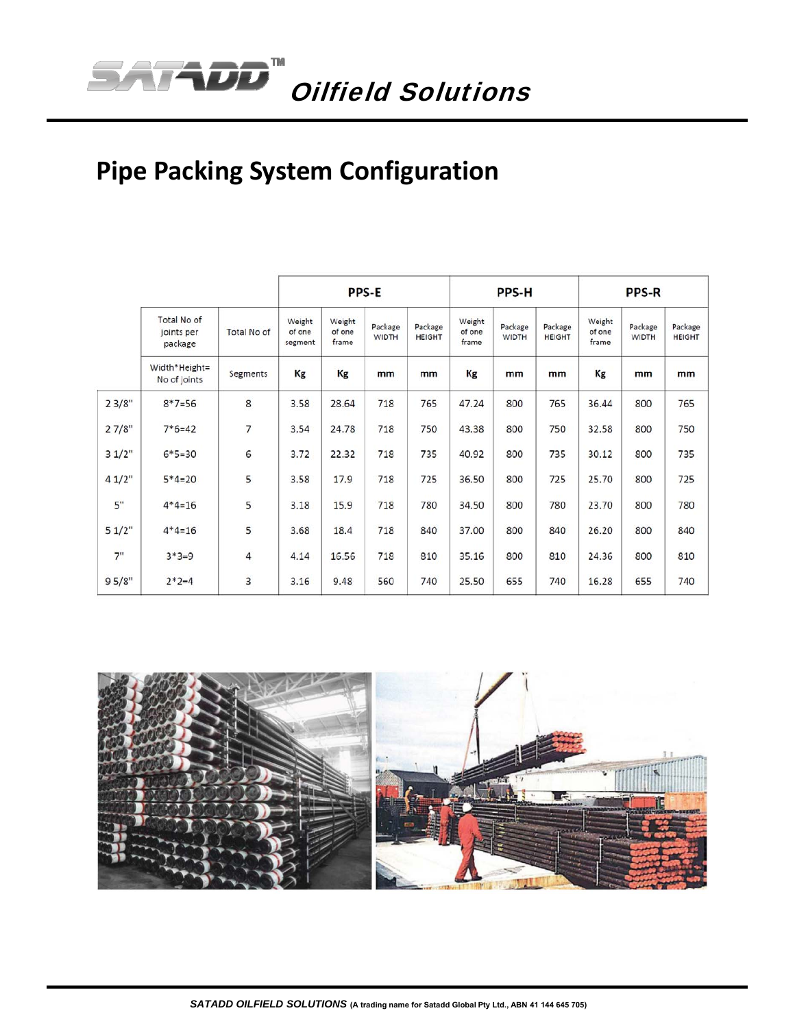# Pipe Packing System Configuration

| | Total No of joints per package | Total No of | PPS-E | | | | PPS-H | | | PPS-R | | |
|---|---|---|---|---|---|---|---|---|---|---|---|---|
| | | | Weight of one segment | Weight of one frame | Package WIDTH | Package HEIGHT | Weight of one frame | Package WIDTH | Package HEIGHT | Weight of one frame | Package WIDTH | Package HEIGHT |
| | Width*Height= No of joints | Segments | Kg | Kg | mm | mm | Kg | mm | mm | Kg | mm | mm |
| 2 3/8" | 8*7=56 | 8 | 3.58 | 28.64 | 718 | 765 | 47.24 | 800 | 765 | 36.44 | 800 | 765 |
| 2 7/8" | 7*6=42 | 7 | 3.54 | 24.78 | 718 | 750 | 43.38 | 800 | 750 | 32.58 | 800 | 750 |
| 3 1/2" | 6*5=30 | 6 | 3.72 | 22.32 | 718 | 735 | 40.92 | 800 | 735 | 30.12 | 800 | 735 |
| 4 1/2" | 5*4=20 | 5 | 3.58 | 17.9 | 718 | 725 | 36.50 | 800 | 725 | 25.70 | 800 | 725 |
| 5" | 4*4=16 | 5 | 3.18 | 15.9 | 718 | 780 | 34.50 | 800 | 780 | 23.70 | 800 | 780 |
| 5 1/2" | 4*4=16 | 5 | 3.68 | 18.4 | 718 | 840 | 37.00 | 800 | 840 | 26.20 | 800 | 840 |
| 7" | 3*3=9 | 4 | 4.14 | 16.56 | 718 | 810 | 35.16 | 800 | 810 | 24.36 | 800 | 810 |
| 9 5/8" | 2*2=4 | 3 | 3.16 | 9.48 | 560 | 740 | 25.50 | 655 | 740 | 16.28 | 655 | 740 |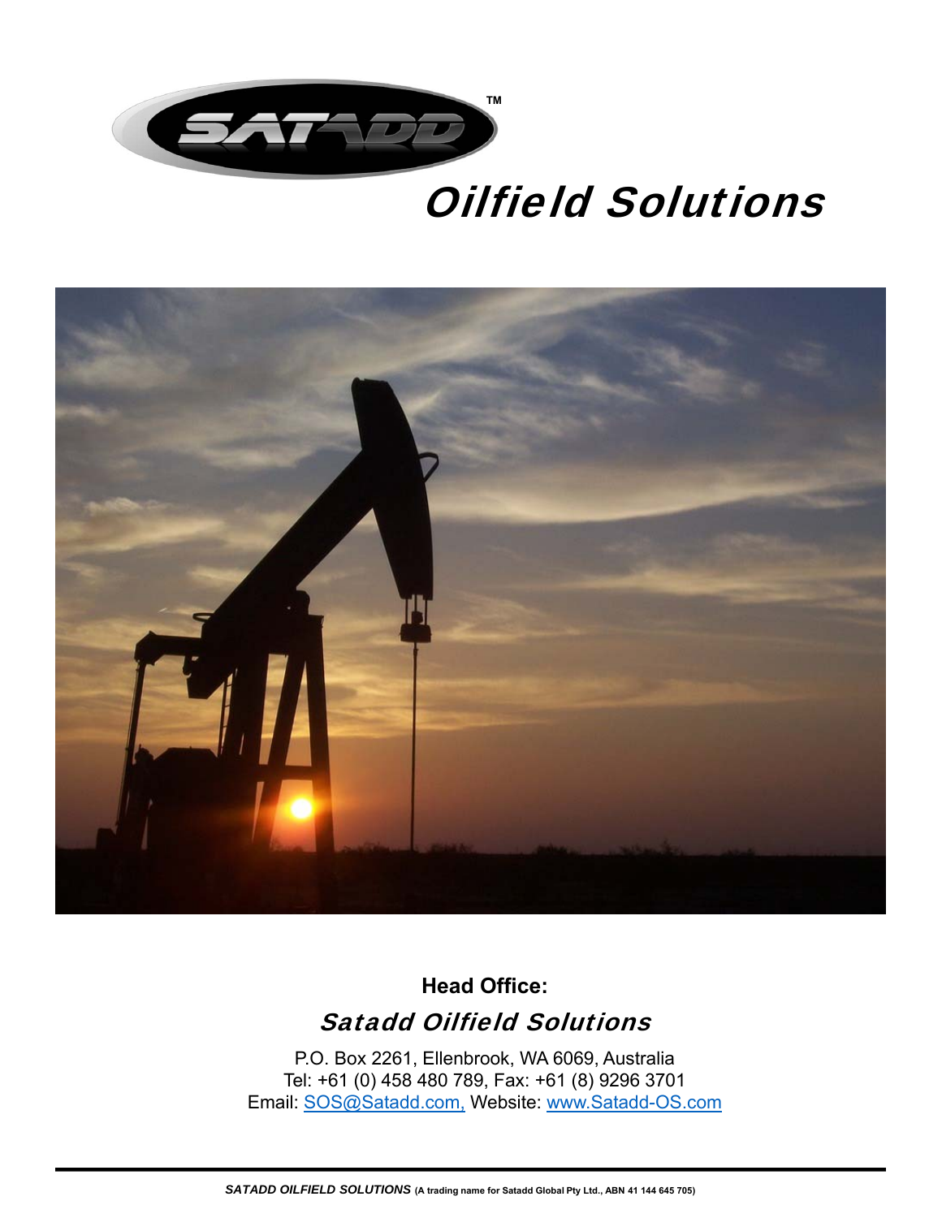# Oilfield Solutions

**Head Office:**

***Satadd Oilfield Solutions***

P.O. Box 2261, Ellenbrook, WA 6069, Australia
Tel: +61 (0) 458 480 789, Fax: +61 (8) 9296 3701
Email: SOS@Satadd.com, Website: www.Satadd-OS.com

***SATADD OILFIELD SOLUTIONS*** **(A trading name for Satadd Global Pty Ltd., ABN 41 144 645 705)**